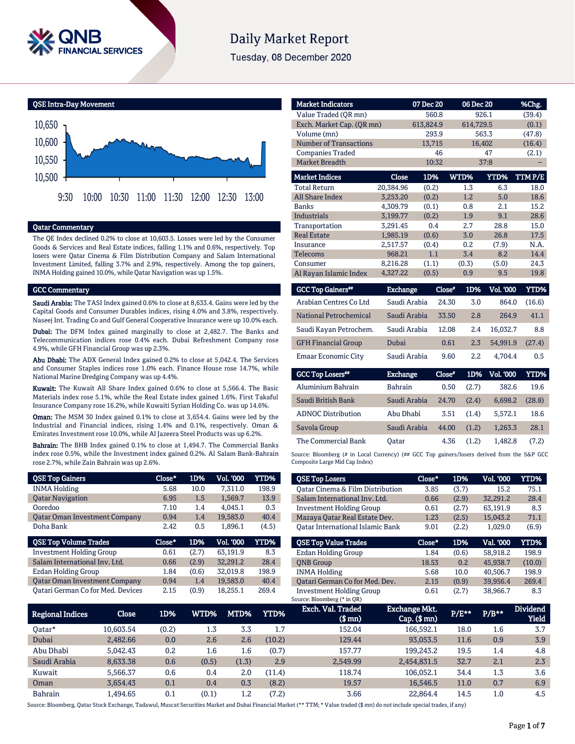# Daily Market Report

Tuesday, 08 December 2020

## QSE Intra-Day Movement

10,650
10,600
10,550
10,500

9:30 10:00 10:30 11:00 11:30 12:00 12:30 13:00

## Qatar Commentary

The QE Index declined 0.2% to close at 10,603.5. Losses were led by the Consumer Goods & Services and Real Estate indices, falling 1.1% and 0.6%, respectively. Top losers were Qatar Cinema & Film Distribution Company and Salam International Investment Limited, falling 3.7% and 2.9%, respectively. Among the top gainers, INMA Holding gained 10.0%, while Qatar Navigation was up 1.5%.

## GCC Commentary

**Saudi Arabia:** The TASI Index gained 0.6% to close at 8,633.4. Gains were led by the Capital Goods and Consumer Durables indices, rising 4.0% and 3.8%, respectively. Naseej Int. Trading Co and Gulf General Cooperative Insurance were up 10.0% each.

**Dubai:** The DFM Index gained marginally to close at 2,482.7. The Banks and Telecommunication indices rose 0.4% each. Dubai Refreshment Company rose 4.9%, while GFH Financial Group was up 2.3%.

**Abu Dhabi:** The ADX General Index gained 0.2% to close at 5,042.4. The Services and Consumer Staples indices rose 1.0% each. Finance House rose 14.7%, while National Marine Dredging Company was up 4.4%.

**Kuwait:** The Kuwait All Share Index gained 0.6% to close at 5,566.4. The Basic Materials index rose 5.1%, while the Real Estate index gained 1.6%. First Takaful Insurance Company rose 16.2%, while Kuwaiti Syrian Holding Co. was up 14.6%.

**Oman:** The MSM 30 Index gained 0.1% to close at 3,654.4. Gains were led by the Industrial and Financial indices, rising 1.4% and 0.1%, respectively. Oman & Emirates Investment rose 10.0%, while Al Jazeera Steel Products was up 6.2%.

**Bahrain:** The BHB Index gained 0.1% to close at 1,494.7. The Commercial Banks index rose 0.5%, while the Investment index gained 0.2%. Al Salam Bank-Bahrain rose 2.7%, while Zain Bahrain was up 2.6%.

| Market Indicators | 07 Dec 20 | 06 Dec 20 | %Chg. |
|---|---|---|---|
| Value Traded (QR mn) | 560.8 | 926.1 | (39.4) |
| Exch. Market Cap. (QR mn) | 613,824.9 | 614,729.5 | (0.1) |
| Volume (mn) | 293.9 | 563.3 | (47.8) |
| Number of Transactions | 13,715 | 16,402 | (16.4) |
| Companies Traded | 46 | 47 | (2.1) |
| Market Breadth | 10:32 | 37:8 | – |

| Market Indices | Close | 1D% | WTD% | YTD% | TTM P/E |
|---|---|---|---|---|---|
| Total Return | 20,384.96 | (0.2) | 1.3 | 6.3 | 18.0 |
| All Share Index | 3,253.20 | (0.2) | 1.2 | 5.0 | 18.6 |
| Banks | 4,309.79 | (0.1) | 0.8 | 2.1 | 15.2 |
| Industrials | 3,199.77 | (0.2) | 1.9 | 9.1 | 28.6 |
| Transportation | 3,291.45 | 0.4 | 2.7 | 28.8 | 15.0 |
| Real Estate | 1,985.19 | (0.6) | 3.0 | 26.8 | 17.5 |
| Insurance | 2,517.57 | (0.4) | 0.2 | (7.9) | N.A. |
| Telecoms | 968.21 | 1.1 | 3.4 | 8.2 | 14.4 |
| Consumer | 8,216.28 | (1.1) | (0.3) | (5.0) | 24.3 |
| Al Rayan Islamic Index | 4,327.22 | (0.5) | 0.9 | 9.5 | 19.8 |

| GCC Top Gainers## | Exchange | Close# | 1D% | Vol. '000 | YTD% |
|---|---|---|---|---|---|
| Arabian Centres Co Ltd | Saudi Arabia | 24.30 | 3.0 | 864.0 | (16.6) |
| National Petrochemical | Saudi Arabia | 33.50 | 2.8 | 264.9 | 41.1 |
| Saudi Kayan Petrochem. | Saudi Arabia | 12.08 | 2.4 | 16,032.7 | 8.8 |
| GFH Financial Group | Dubai | 0.61 | 2.3 | 54,991.9 | (27.4) |
| Emaar Economic City | Saudi Arabia | 9.60 | 2.2 | 4,704.4 | 0.5 |

| GCC Top Losers## | Exchange | Close# | 1D% | Vol. '000 | YTD% |
|---|---|---|---|---|---|
| Aluminium Bahrain | Bahrain | 0.50 | (2.7) | 382.6 | 19.6 |
| Saudi British Bank | Saudi Arabia | 24.70 | (2.4) | 6,698.2 | (28.8) |
| ADNOC Distribution | Abu Dhabi | 3.51 | (1.4) | 5,572.1 | 18.6 |
| Savola Group | Saudi Arabia | 44.00 | (1.2) | 1,263.3 | 28.1 |
| The Commercial Bank | Qatar | 4.36 | (1.2) | 1,482.8 | (7.2) |

Source: Bloomberg (# in Local Currency) (## GCC Top gainers/losers derived from the S&P GCC Composite Large Mid Cap Index)

| QSE Top Gainers | Close* | 1D% | Vol. '000 | YTD% |
|---|---|---|---|---|
| INMA Holding | 5.68 | 10.0 | 7,311.0 | 198.9 |
| Qatar Navigation | 6.95 | 1.5 | 1,569.7 | 13.9 |
| Ooredoo | 7.10 | 1.4 | 4,045.1 | 0.3 |
| Qatar Oman Investment Company | 0.94 | 1.4 | 19,583.0 | 40.4 |
| Doha Bank | 2.42 | 0.5 | 1,896.1 | (4.5) |

| QSE Top Volume Trades | Close* | 1D% | Vol. '000 | YTD% |
|---|---|---|---|---|
| Investment Holding Group | 0.61 | (2.7) | 63,191.9 | 8.3 |
| Salam International Inv. Ltd. | 0.66 | (2.9) | 32,291.2 | 28.4 |
| Ezdan Holding Group | 1.84 | (0.6) | 32,019.8 | 198.9 |
| Qatar Oman Investment Company | 0.94 | 1.4 | 19,583.0 | 40.4 |
| Qatari German Co for Med. Devices | 2.15 | (0.9) | 18,255.1 | 269.4 |

| QSE Top Losers | Close* | 1D% | Vol. '000 | YTD% |
|---|---|---|---|---|
| Qatar Cinema & Film Distribution | 3.85 | (3.7) | 15.2 | 75.1 |
| Salam International Inv. Ltd. | 0.66 | (2.9) | 32,291.2 | 28.4 |
| Investment Holding Group | 0.61 | (2.7) | 63,191.9 | 8.3 |
| Mazaya Qatar Real Estate Dev. | 1.23 | (2.5) | 15,043.2 | 71.1 |
| Qatar International Islamic Bank | 9.01 | (2.2) | 1,029.0 | (6.9) |

| QSE Top Value Trades | Close* | 1D% | Val. '000 | YTD% |
|---|---|---|---|---|
| Ezdan Holding Group | 1.84 | (0.6) | 58,918.2 | 198.9 |
| QNB Group | 18.53 | 0.2 | 45,938.7 | (10.0) |
| INMA Holding | 5.68 | 10.0 | 40,506.7 | 198.9 |
| Qatari German Co for Med. Dev. | 2.15 | (0.9) | 39,956.4 | 269.4 |
| Investment Holding Group | 0.61 | (2.7) | 38,966.7 | 8.3 |

Source: Bloomberg (* in QR)

| Regional Indices | Close | 1D% | WTD% | MTD% | YTD% | Exch. Val. Traded ($ mn) | Exchange Mkt. Cap. ($ mn) | P/E** | P/B** | Dividend Yield |
|---|---|---|---|---|---|---|---|---|---|---|
| Qatar* | 10,603.54 | (0.2) | 1.3 | 3.3 | 1.7 | 152.04 | 166,592.1 | 18.0 | 1.6 | 3.7 |
| Dubai | 2,482.66 | 0.0 | 2.6 | 2.6 | (10.2) | 129.44 | 93,053.5 | 11.6 | 0.9 | 3.9 |
| Abu Dhabi | 5,042.43 | 0.2 | 1.6 | 1.6 | (0.7) | 157.77 | 199,243.2 | 19.5 | 1.4 | 4.8 |
| Saudi Arabia | 8,633.38 | 0.6 | (0.5) | (1.3) | 2.9 | 2,549.99 | 2,454,831.5 | 32.7 | 2.1 | 2.3 |
| Kuwait | 5,566.37 | 0.6 | 0.4 | 2.0 | (11.4) | 118.74 | 106,052.1 | 34.4 | 1.3 | 3.6 |
| Oman | 3,654.43 | 0.1 | 0.4 | 0.3 | (8.2) | 19.57 | 16,546.5 | 11.0 | 0.7 | 6.9 |
| Bahrain | 1,494.65 | 0.1 | (0.1) | 1.2 | (7.2) | 3.66 | 22,864.4 | 14.5 | 1.0 | 4.5 |

Source: Bloomberg, Qatar Stock Exchange, Tadawul, Muscat Securities Market and Dubai Financial Market (** TTM; * Value traded ($ mn) do not include special trades, if any)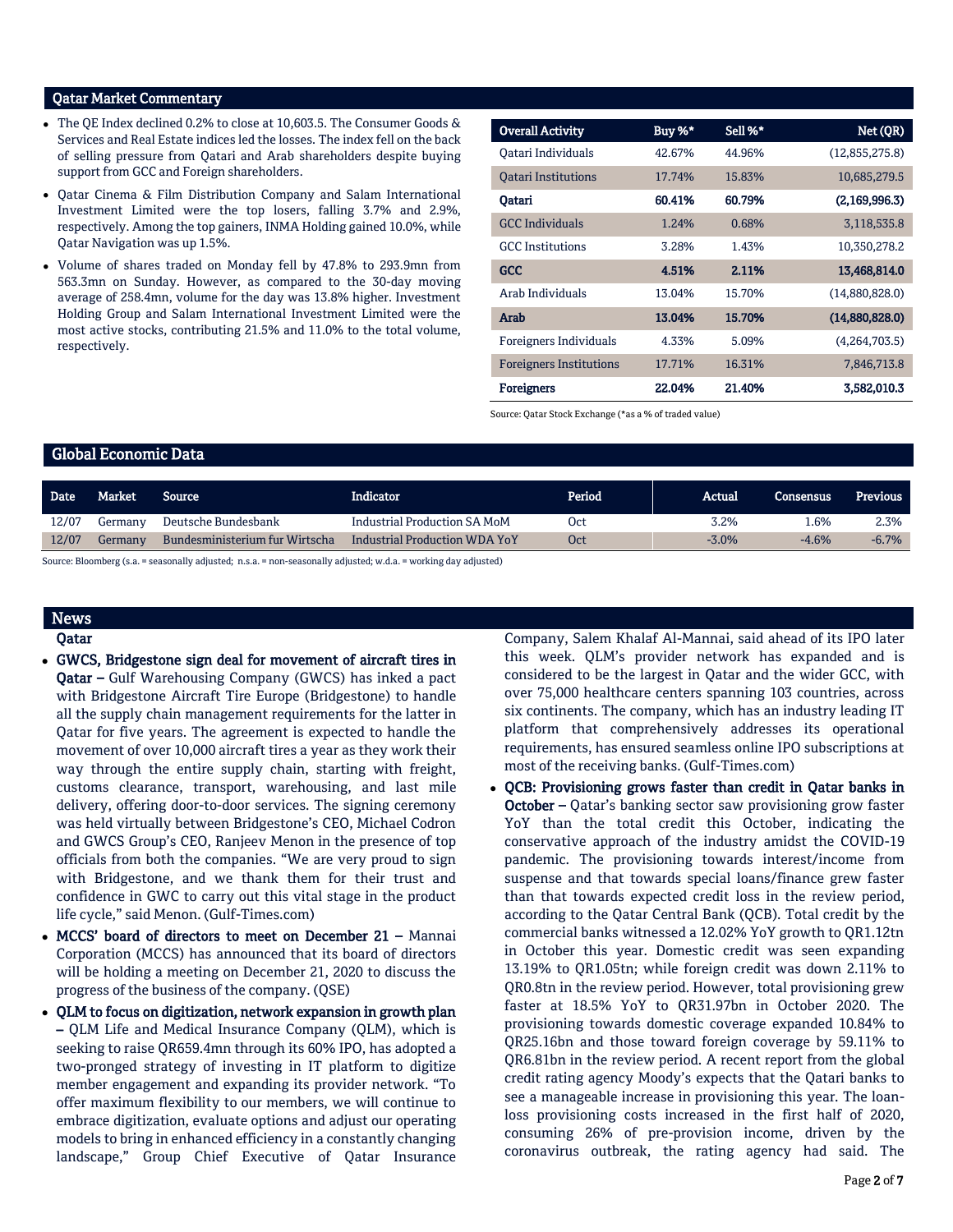## Qatar Market Commentary

- The QE Index declined 0.2% to close at 10,603.5. The Consumer Goods & Services and Real Estate indices led the losses. The index fell on the back of selling pressure from Qatari and Arab shareholders despite buying support from GCC and Foreign shareholders.
- Qatar Cinema & Film Distribution Company and Salam International Investment Limited were the top losers, falling 3.7% and 2.9%, respectively. Among the top gainers, INMA Holding gained 10.0%, while Qatar Navigation was up 1.5%.
- Volume of shares traded on Monday fell by 47.8% to 293.9mn from 563.3mn on Sunday. However, as compared to the 30-day moving average of 258.4mn, volume for the day was 13.8% higher. Investment Holding Group and Salam International Investment Limited were the most active stocks, contributing 21.5% and 11.0% to the total volume, respectively.

| Overall Activity | Buy %* | Sell %* | Net (QR) |
|---|---|---|---|
| Qatari Individuals | 42.67% | 44.96% | (12,855,275.8) |
| Qatari Institutions | 17.74% | 15.83% | 10,685,279.5 |
| **Qatari** | **60.41%** | **60.79%** | **(2,169,996.3)** |
| GCC Individuals | 1.24% | 0.68% | 3,118,535.8 |
| GCC Institutions | 3.28% | 1.43% | 10,350,278.2 |
| **GCC** | **4.51%** | **2.11%** | **13,468,814.0** |
| Arab Individuals | 13.04% | 15.70% | (14,880,828.0) |
| **Arab** | **13.04%** | **15.70%** | **(14,880,828.0)** |
| Foreigners Individuals | 4.33% | 5.09% | (4,264,703.5) |
| Foreigners Institutions | 17.71% | 16.31% | 7,846,713.8 |
| **Foreigners** | **22.04%** | **21.40%** | **3,582,010.3** |

Source: Qatar Stock Exchange (*as a % of traded value)

## Global Economic Data

| Date | Market | Source | Indicator | Period | Actual | Consensus | Previous |
|---|---|---|---|---|---|---|---|
| 12/07 | Germany | Deutsche Bundesbank | Industrial Production SA MoM | Oct | 3.2% | 1.6% | 2.3% |
| 12/07 | Germany | Bundesministerium fur Wirtscha | Industrial Production WDA YoY | Oct | -3.0% | -4.6% | -6.7% |

Source: Bloomberg (s.a. = seasonally adjusted; n.s.a. = non-seasonally adjusted; w.d.a. = working day adjusted)

## News

### Qatar

- **GWCS, Bridgestone sign deal for movement of aircraft tires in Qatar –** Gulf Warehousing Company (GWCS) has inked a pact with Bridgestone Aircraft Tire Europe (Bridgestone) to handle all the supply chain management requirements for the latter in Qatar for five years. The agreement is expected to handle the movement of over 10,000 aircraft tires a year as they work their way through the entire supply chain, starting with freight, customs clearance, transport, warehousing, and last mile delivery, offering door-to-door services. The signing ceremony was held virtually between Bridgestone's CEO, Michael Codron and GWCS Group's CEO, Ranjeev Menon in the presence of top officials from both the companies. "We are very proud to sign with Bridgestone, and we thank them for their trust and confidence in GWC to carry out this vital stage in the product life cycle," said Menon. (Gulf-Times.com)
- **MCCS' board of directors to meet on December 21 –** Mannai Corporation (MCCS) has announced that its board of directors will be holding a meeting on December 21, 2020 to discuss the progress of the business of the company. (QSE)
- **QLM to focus on digitization, network expansion in growth plan –** QLM Life and Medical Insurance Company (QLM), which is seeking to raise QR659.4mn through its 60% IPO, has adopted a two-pronged strategy of investing in IT platform to digitize member engagement and expanding its provider network. "To offer maximum flexibility to our members, we will continue to embrace digitization, evaluate options and adjust our operating models to bring in enhanced efficiency in a constantly changing landscape," Group Chief Executive of Qatar Insurance Company, Salem Khalaf Al-Mannai, said ahead of its IPO later this week. QLM's provider network has expanded and is considered to be the largest in Qatar and the wider GCC, with over 75,000 healthcare centers spanning 103 countries, across six continents. The company, which has an industry leading IT platform that comprehensively addresses its operational requirements, has ensured seamless online IPO subscriptions at most of the receiving banks. (Gulf-Times.com)
- **QCB: Provisioning grows faster than credit in Qatar banks in October –** Qatar's banking sector saw provisioning grow faster YoY than the total credit this October, indicating the conservative approach of the industry amidst the COVID-19 pandemic. The provisioning towards interest/income from suspense and that towards special loans/finance grew faster than that towards expected credit loss in the review period, according to the Qatar Central Bank (QCB). Total credit by the commercial banks witnessed a 12.02% YoY growth to QR1.12tn in October this year. Domestic credit was seen expanding 13.19% to QR1.05tn; while foreign credit was down 2.11% to QR0.8tn in the review period. However, total provisioning grew faster at 18.5% YoY to QR31.97bn in October 2020. The provisioning towards domestic coverage expanded 10.84% to QR25.16bn and those toward foreign coverage by 59.11% to QR6.81bn in the review period. A recent report from the global credit rating agency Moody's expects that the Qatari banks to see a manageable increase in provisioning this year. The loan-loss provisioning costs increased in the first half of 2020, consuming 26% of pre-provision income, driven by the coronavirus outbreak, the rating agency had said. The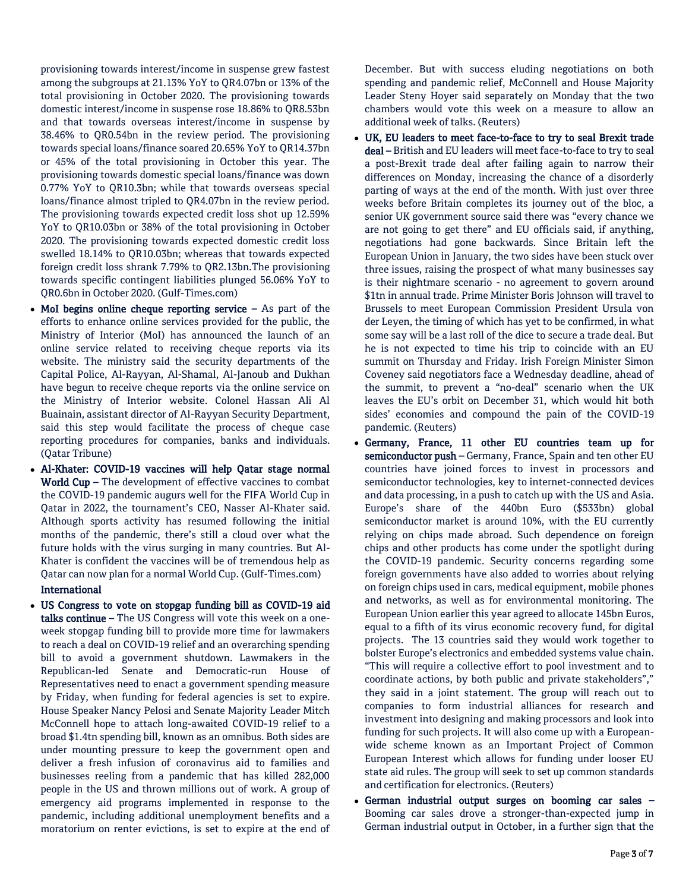provisioning towards interest/income in suspense grew fastest among the subgroups at 21.13% YoY to QR4.07bn or 13% of the total provisioning in October 2020. The provisioning towards domestic interest/income in suspense rose 18.86% to QR8.53bn and that towards overseas interest/income in suspense by 38.46% to QR0.54bn in the review period. The provisioning towards special loans/finance soared 20.65% YoY to QR14.37bn or 45% of the total provisioning in October this year. The provisioning towards domestic special loans/finance was down 0.77% YoY to QR10.3bn; while that towards overseas special loans/finance almost tripled to QR4.07bn in the review period. The provisioning towards expected credit loss shot up 12.59% YoY to QR10.03bn or 38% of the total provisioning in October 2020. The provisioning towards expected domestic credit loss swelled 18.14% to QR10.03bn; whereas that towards expected foreign credit loss shrank 7.79% to QR2.13bn.The provisioning towards specific contingent liabilities plunged 56.06% YoY to QR0.6bn in October 2020. (Gulf-Times.com)

- **MoI begins online cheque reporting service –** As part of the efforts to enhance online services provided for the public, the Ministry of Interior (MoI) has announced the launch of an online service related to receiving cheque reports via its website. The ministry said the security departments of the Capital Police, Al-Rayyan, Al-Shamal, Al-Janoub and Dukhan have begun to receive cheque reports via the online service on the Ministry of Interior website. Colonel Hassan Ali Al Buainain, assistant director of Al-Rayyan Security Department, said this step would facilitate the process of cheque case reporting procedures for companies, banks and individuals. (Qatar Tribune)
- **Al-Khater: COVID-19 vaccines will help Qatar stage normal World Cup –** The development of effective vaccines to combat the COVID-19 pandemic augurs well for the FIFA World Cup in Qatar in 2022, the tournament's CEO, Nasser Al-Khater said. Although sports activity has resumed following the initial months of the pandemic, there's still a cloud over what the future holds with the virus surging in many countries. But Al-Khater is confident the vaccines will be of tremendous help as Qatar can now plan for a normal World Cup. (Gulf-Times.com)

## International

- **US Congress to vote on stopgap funding bill as COVID-19 aid talks continue –** The US Congress will vote this week on a one-week stopgap funding bill to provide more time for lawmakers to reach a deal on COVID-19 relief and an overarching spending bill to avoid a government shutdown. Lawmakers in the Republican-led Senate and Democratic-run House of Representatives need to enact a government spending measure by Friday, when funding for federal agencies is set to expire. House Speaker Nancy Pelosi and Senate Majority Leader Mitch McConnell hope to attach long-awaited COVID-19 relief to a broad $1.4tn spending bill, known as an omnibus. Both sides are under mounting pressure to keep the government open and deliver a fresh infusion of coronavirus aid to families and businesses reeling from a pandemic that has killed 282,000 people in the US and thrown millions out of work. A group of emergency aid programs implemented in response to the pandemic, including additional unemployment benefits and a moratorium on renter evictions, is set to expire at the end of December. But with success eluding negotiations on both spending and pandemic relief, McConnell and House Majority Leader Steny Hoyer said separately on Monday that the two chambers would vote this week on a measure to allow an additional week of talks. (Reuters)
- **UK, EU leaders to meet face-to-face to try to seal Brexit trade deal –** British and EU leaders will meet face-to-face to try to seal a post-Brexit trade deal after failing again to narrow their differences on Monday, increasing the chance of a disorderly parting of ways at the end of the month. With just over three weeks before Britain completes its journey out of the bloc, a senior UK government source said there was "every chance we are not going to get there" and EU officials said, if anything, negotiations had gone backwards. Since Britain left the European Union in January, the two sides have been stuck over three issues, raising the prospect of what many businesses say is their nightmare scenario - no agreement to govern around $1tn in annual trade. Prime Minister Boris Johnson will travel to Brussels to meet European Commission President Ursula von der Leyen, the timing of which has yet to be confirmed, in what some say will be a last roll of the dice to secure a trade deal. But he is not expected to time his trip to coincide with an EU summit on Thursday and Friday. Irish Foreign Minister Simon Coveney said negotiators face a Wednesday deadline, ahead of the summit, to prevent a "no-deal" scenario when the UK leaves the EU's orbit on December 31, which would hit both sides' economies and compound the pain of the COVID-19 pandemic. (Reuters)
- **Germany, France, 11 other EU countries team up for semiconductor push –** Germany, France, Spain and ten other EU countries have joined forces to invest in processors and semiconductor technologies, key to internet-connected devices and data processing, in a push to catch up with the US and Asia. Europe's share of the 440bn Euro ($533bn) global semiconductor market is around 10%, with the EU currently relying on chips made abroad. Such dependence on foreign chips and other products has come under the spotlight during the COVID-19 pandemic. Security concerns regarding some foreign governments have also added to worries about relying on foreign chips used in cars, medical equipment, mobile phones and networks, as well as for environmental monitoring. The European Union earlier this year agreed to allocate 145bn Euros, equal to a fifth of its virus economic recovery fund, for digital projects. The 13 countries said they would work together to bolster Europe's electronics and embedded systems value chain. "This will require a collective effort to pool investment and to coordinate actions, by both public and private stakeholders"," they said in a joint statement. The group will reach out to companies to form industrial alliances for research and investment into designing and making processors and look into funding for such projects. It will also come up with a European-wide scheme known as an Important Project of Common European Interest which allows for funding under looser EU state aid rules. The group will seek to set up common standards and certification for electronics. (Reuters)
- **German industrial output surges on booming car sales –** Booming car sales drove a stronger-than-expected jump in German industrial output in October, in a further sign that the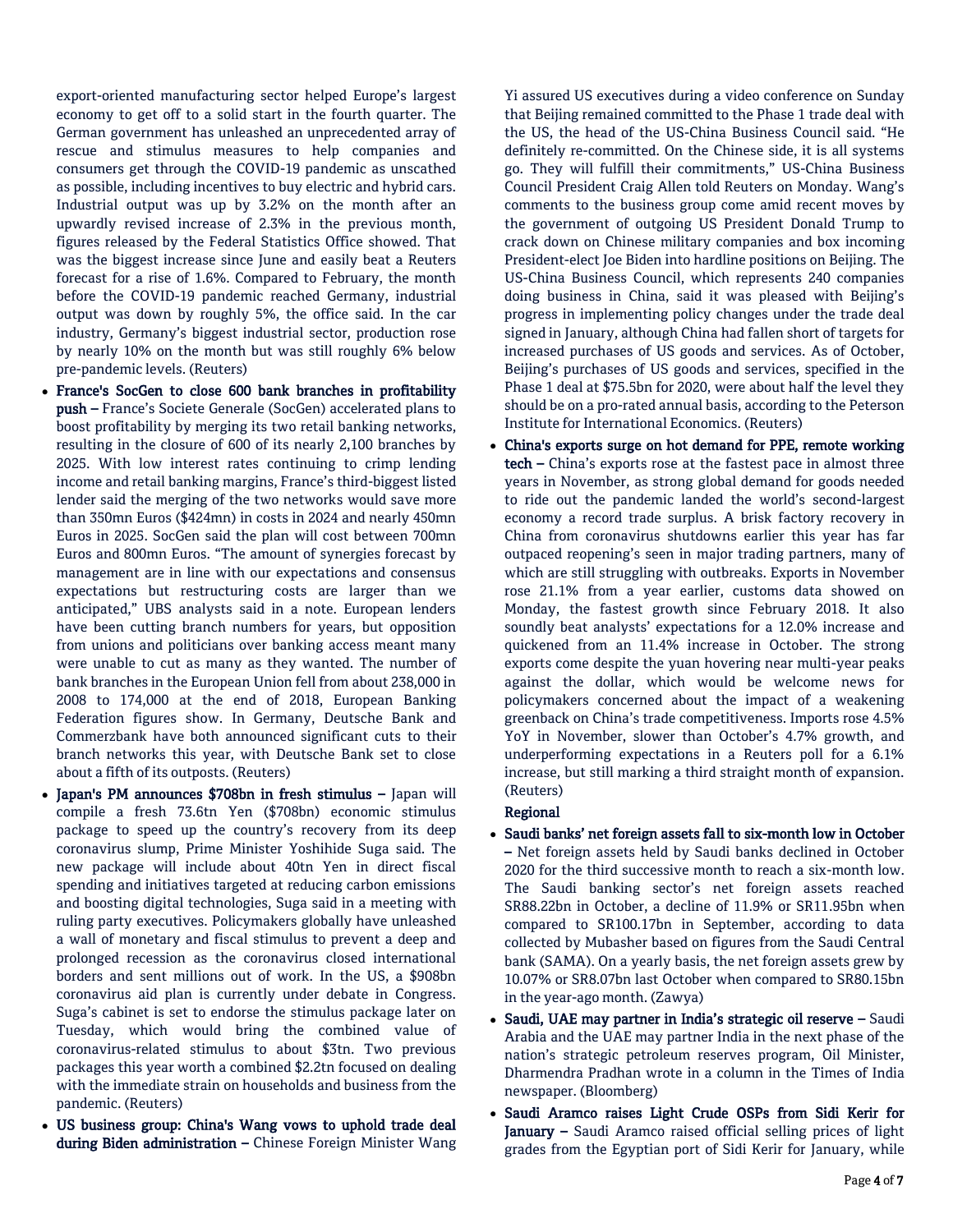export-oriented manufacturing sector helped Europe's largest economy to get off to a solid start in the fourth quarter. The German government has unleashed an unprecedented array of rescue and stimulus measures to help companies and consumers get through the COVID-19 pandemic as unscathed as possible, including incentives to buy electric and hybrid cars. Industrial output was up by 3.2% on the month after an upwardly revised increase of 2.3% in the previous month, figures released by the Federal Statistics Office showed. That was the biggest increase since June and easily beat a Reuters forecast for a rise of 1.6%. Compared to February, the month before the COVID-19 pandemic reached Germany, industrial output was down by roughly 5%, the office said. In the car industry, Germany's biggest industrial sector, production rose by nearly 10% on the month but was still roughly 6% below pre-pandemic levels. (Reuters)

- **France's SocGen to close 600 bank branches in profitability push –** France's Societe Generale (SocGen) accelerated plans to boost profitability by merging its two retail banking networks, resulting in the closure of 600 of its nearly 2,100 branches by 2025. With low interest rates continuing to crimp lending income and retail banking margins, France's third-biggest listed lender said the merging of the two networks would save more than 350mn Euros ($424mn) in costs in 2024 and nearly 450mn Euros in 2025. SocGen said the plan will cost between 700mn Euros and 800mn Euros. "The amount of synergies forecast by management are in line with our expectations and consensus expectations but restructuring costs are larger than we anticipated," UBS analysts said in a note. European lenders have been cutting branch numbers for years, but opposition from unions and politicians over banking access meant many were unable to cut as many as they wanted. The number of bank branches in the European Union fell from about 238,000 in 2008 to 174,000 at the end of 2018, European Banking Federation figures show. In Germany, Deutsche Bank and Commerzbank have both announced significant cuts to their branch networks this year, with Deutsche Bank set to close about a fifth of its outposts. (Reuters)
- **Japan's PM announces $708bn in fresh stimulus –** Japan will compile a fresh 73.6tn Yen ($708bn) economic stimulus package to speed up the country's recovery from its deep coronavirus slump, Prime Minister Yoshihide Suga said. The new package will include about 40tn Yen in direct fiscal spending and initiatives targeted at reducing carbon emissions and boosting digital technologies, Suga said in a meeting with ruling party executives. Policymakers globally have unleashed a wall of monetary and fiscal stimulus to prevent a deep and prolonged recession as the coronavirus closed international borders and sent millions out of work. In the US, a $908bn coronavirus aid plan is currently under debate in Congress. Suga's cabinet is set to endorse the stimulus package later on Tuesday, which would bring the combined value of coronavirus-related stimulus to about $3tn. Two previous packages this year worth a combined $2.2tn focused on dealing with the immediate strain on households and business from the pandemic. (Reuters)
- **US business group: China's Wang vows to uphold trade deal during Biden administration –** Chinese Foreign Minister Wang Yi assured US executives during a video conference on Sunday that Beijing remained committed to the Phase 1 trade deal with the US, the head of the US-China Business Council said. "He definitely re-committed. On the Chinese side, it is all systems go. They will fulfill their commitments," US-China Business Council President Craig Allen told Reuters on Monday. Wang's comments to the business group come amid recent moves by the government of outgoing US President Donald Trump to crack down on Chinese military companies and box incoming President-elect Joe Biden into hardline positions on Beijing. The US-China Business Council, which represents 240 companies doing business in China, said it was pleased with Beijing's progress in implementing policy changes under the trade deal signed in January, although China had fallen short of targets for increased purchases of US goods and services. As of October, Beijing's purchases of US goods and services, specified in the Phase 1 deal at $75.5bn for 2020, were about half the level they should be on a pro-rated annual basis, according to the Peterson Institute for International Economics. (Reuters)
- **China's exports surge on hot demand for PPE, remote working tech –** China's exports rose at the fastest pace in almost three years in November, as strong global demand for goods needed to ride out the pandemic landed the world's second-largest economy a record trade surplus. A brisk factory recovery in China from coronavirus shutdowns earlier this year has far outpaced reopening's seen in major trading partners, many of which are still struggling with outbreaks. Exports in November rose 21.1% from a year earlier, customs data showed on Monday, the fastest growth since February 2018. It also soundly beat analysts' expectations for a 12.0% increase and quickened from an 11.4% increase in October. The strong exports come despite the yuan hovering near multi-year peaks against the dollar, which would be welcome news for policymakers concerned about the impact of a weakening greenback on China's trade competitiveness. Imports rose 4.5% YoY in November, slower than October's 4.7% growth, and underperforming expectations in a Reuters poll for a 6.1% increase, but still marking a third straight month of expansion. (Reuters)

**Regional**

- **Saudi banks' net foreign assets fall to six-month low in October –** Net foreign assets held by Saudi banks declined in October 2020 for the third successive month to reach a six-month low. The Saudi banking sector's net foreign assets reached SR88.22bn in October, a decline of 11.9% or SR11.95bn when compared to SR100.17bn in September, according to data collected by Mubasher based on figures from the Saudi Central bank (SAMA). On a yearly basis, the net foreign assets grew by 10.07% or SR8.07bn last October when compared to SR80.15bn in the year-ago month. (Zawya)
- **Saudi, UAE may partner in India's strategic oil reserve –** Saudi Arabia and the UAE may partner India in the next phase of the nation's strategic petroleum reserves program, Oil Minister, Dharmendra Pradhan wrote in a column in the Times of India newspaper. (Bloomberg)
- **Saudi Aramco raises Light Crude OSPs from Sidi Kerir for January –** Saudi Aramco raised official selling prices of light grades from the Egyptian port of Sidi Kerir for January, while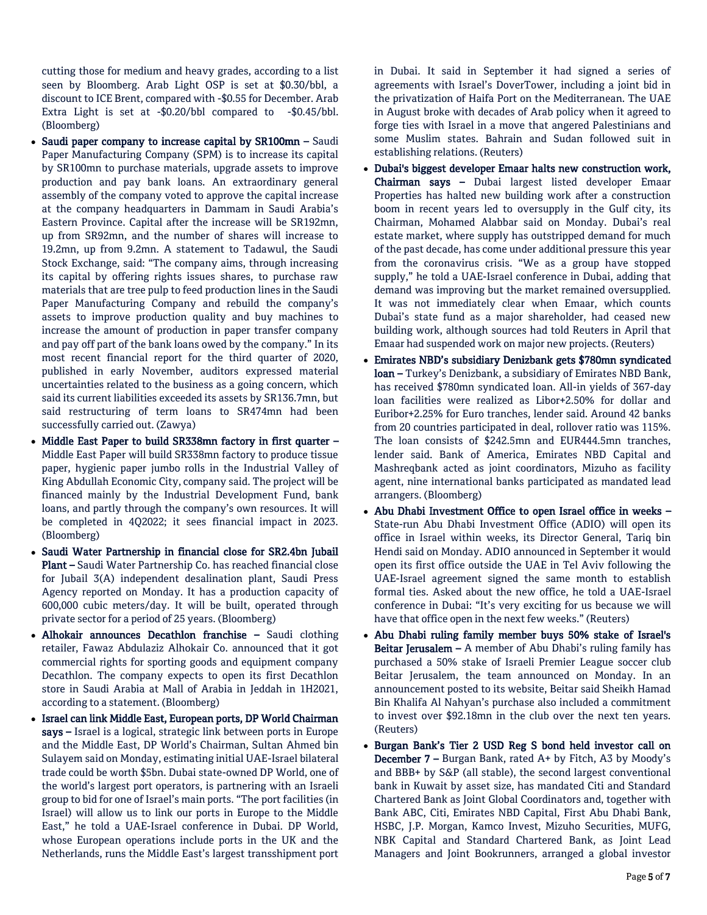cutting those for medium and heavy grades, according to a list seen by Bloomberg. Arab Light OSP is set at $0.30/bbl, a discount to ICE Brent, compared with -$0.55 for December. Arab Extra Light is set at -$0.20/bbl compared to -$0.45/bbl. (Bloomberg)

- **Saudi paper company to increase capital by SR100mn –** Saudi Paper Manufacturing Company (SPM) is to increase its capital by SR100mn to purchase materials, upgrade assets to improve production and pay bank loans. An extraordinary general assembly of the company voted to approve the capital increase at the company headquarters in Dammam in Saudi Arabia's Eastern Province. Capital after the increase will be SR192mn, up from SR92mn, and the number of shares will increase to 19.2mn, up from 9.2mn. A statement to Tadawul, the Saudi Stock Exchange, said: "The company aims, through increasing its capital by offering rights issues shares, to purchase raw materials that are tree pulp to feed production lines in the Saudi Paper Manufacturing Company and rebuild the company's assets to improve production quality and buy machines to increase the amount of production in paper transfer company and pay off part of the bank loans owed by the company." In its most recent financial report for the third quarter of 2020, published in early November, auditors expressed material uncertainties related to the business as a going concern, which said its current liabilities exceeded its assets by SR136.7mn, but said restructuring of term loans to SR474mn had been successfully carried out. (Zawya)
- **Middle East Paper to build SR338mn factory in first quarter –** Middle East Paper will build SR338mn factory to produce tissue paper, hygienic paper jumbo rolls in the Industrial Valley of King Abdullah Economic City, company said. The project will be financed mainly by the Industrial Development Fund, bank loans, and partly through the company's own resources. It will be completed in 4Q2022; it sees financial impact in 2023. (Bloomberg)
- **Saudi Water Partnership in financial close for SR2.4bn Jubail Plant –** Saudi Water Partnership Co. has reached financial close for Jubail 3(A) independent desalination plant, Saudi Press Agency reported on Monday. It has a production capacity of 600,000 cubic meters/day. It will be built, operated through private sector for a period of 25 years. (Bloomberg)
- **Alhokair announces Decathlon franchise –** Saudi clothing retailer, Fawaz Abdulaziz Alhokair Co. announced that it got commercial rights for sporting goods and equipment company Decathlon. The company expects to open its first Decathlon store in Saudi Arabia at Mall of Arabia in Jeddah in 1H2021, according to a statement. (Bloomberg)
- **Israel can link Middle East, European ports, DP World Chairman says –** Israel is a logical, strategic link between ports in Europe and the Middle East, DP World's Chairman, Sultan Ahmed bin Sulayem said on Monday, estimating initial UAE-Israel bilateral trade could be worth $5bn. Dubai state-owned DP World, one of the world's largest port operators, is partnering with an Israeli group to bid for one of Israel's main ports. "The port facilities (in Israel) will allow us to link our ports in Europe to the Middle East," he told a UAE-Israel conference in Dubai. DP World, whose European operations include ports in the UK and the Netherlands, runs the Middle East's largest transshipment port in Dubai. It said in September it had signed a series of agreements with Israel's DoverTower, including a joint bid in the privatization of Haifa Port on the Mediterranean. The UAE in August broke with decades of Arab policy when it agreed to forge ties with Israel in a move that angered Palestinians and some Muslim states. Bahrain and Sudan followed suit in establishing relations. (Reuters)
- **Dubai's biggest developer Emaar halts new construction work, Chairman says –** Dubai largest listed developer Emaar Properties has halted new building work after a construction boom in recent years led to oversupply in the Gulf city, its Chairman, Mohamed Alabbar said on Monday. Dubai's real estate market, where supply has outstripped demand for much of the past decade, has come under additional pressure this year from the coronavirus crisis. "We as a group have stopped supply," he told a UAE-Israel conference in Dubai, adding that demand was improving but the market remained oversupplied. It was not immediately clear when Emaar, which counts Dubai's state fund as a major shareholder, had ceased new building work, although sources had told Reuters in April that Emaar had suspended work on major new projects. (Reuters)
- **Emirates NBD's subsidiary Denizbank gets $780mn syndicated loan –** Turkey's Denizbank, a subsidiary of Emirates NBD Bank, has received $780mn syndicated loan. All-in yields of 367-day loan facilities were realized as Libor+2.50% for dollar and Euribor+2.25% for Euro tranches, lender said. Around 42 banks from 20 countries participated in deal, rollover ratio was 115%. The loan consists of $242.5mn and EUR444.5mn tranches, lender said. Bank of America, Emirates NBD Capital and Mashreqbank acted as joint coordinators, Mizuho as facility agent, nine international banks participated as mandated lead arrangers. (Bloomberg)
- **Abu Dhabi Investment Office to open Israel office in weeks –** State-run Abu Dhabi Investment Office (ADIO) will open its office in Israel within weeks, its Director General, Tariq bin Hendi said on Monday. ADIO announced in September it would open its first office outside the UAE in Tel Aviv following the UAE-Israel agreement signed the same month to establish formal ties. Asked about the new office, he told a UAE-Israel conference in Dubai: "It's very exciting for us because we will have that office open in the next few weeks." (Reuters)
- **Abu Dhabi ruling family member buys 50% stake of Israel's Beitar Jerusalem –** A member of Abu Dhabi's ruling family has purchased a 50% stake of Israeli Premier League soccer club Beitar Jerusalem, the team announced on Monday. In an announcement posted to its website, Beitar said Sheikh Hamad Bin Khalifa Al Nahyan's purchase also included a commitment to invest over $92.18mn in the club over the next ten years. (Reuters)
- **Burgan Bank's Tier 2 USD Reg S bond held investor call on December 7 –** Burgan Bank, rated A+ by Fitch, A3 by Moody's and BBB+ by S&P (all stable), the second largest conventional bank in Kuwait by asset size, has mandated Citi and Standard Chartered Bank as Joint Global Coordinators and, together with Bank ABC, Citi, Emirates NBD Capital, First Abu Dhabi Bank, HSBC, J.P. Morgan, Kamco Invest, Mizuho Securities, MUFG, NBK Capital and Standard Chartered Bank, as Joint Lead Managers and Joint Bookrunners, arranged a global investor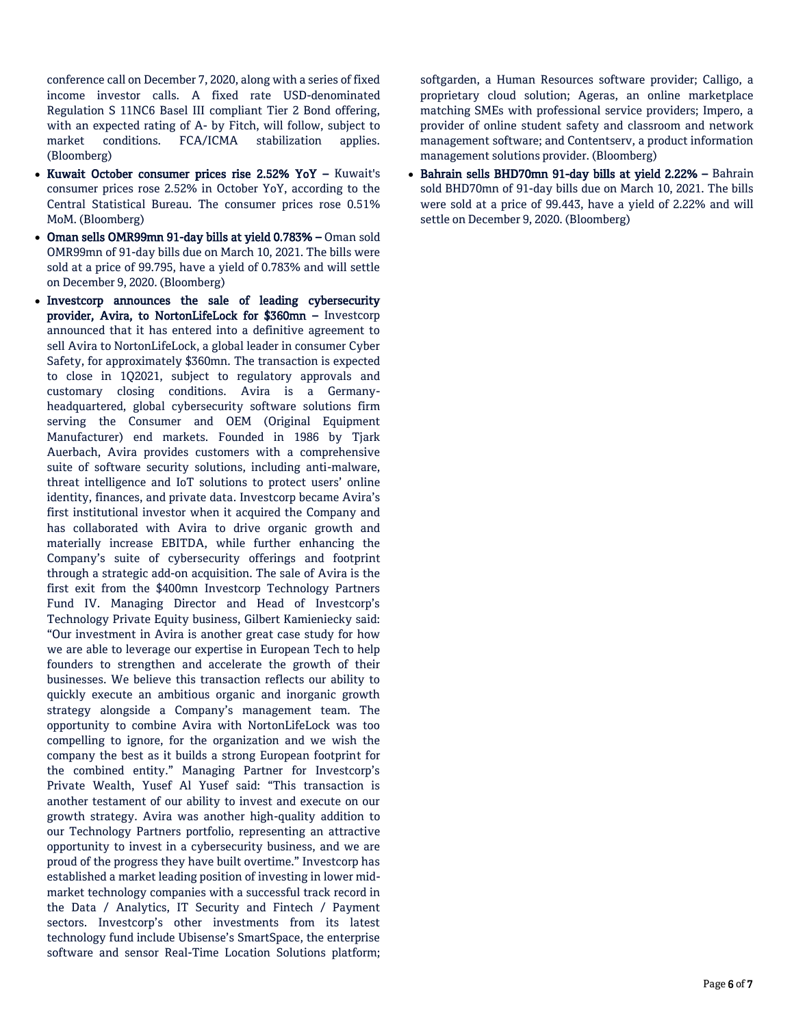conference call on December 7, 2020, along with a series of fixed income investor calls. A fixed rate USD-denominated Regulation S 11NC6 Basel III compliant Tier 2 Bond offering, with an expected rating of A- by Fitch, will follow, subject to market conditions. FCA/ICMA stabilization applies. (Bloomberg)

- **Kuwait October consumer prices rise 2.52% YoY –** Kuwait's consumer prices rose 2.52% in October YoY, according to the Central Statistical Bureau. The consumer prices rose 0.51% MoM. (Bloomberg)
- **Oman sells OMR99mn 91-day bills at yield 0.783% –** Oman sold OMR99mn of 91-day bills due on March 10, 2021. The bills were sold at a price of 99.795, have a yield of 0.783% and will settle on December 9, 2020. (Bloomberg)
- **Investcorp announces the sale of leading cybersecurity provider, Avira, to NortonLifeLock for $360mn –** Investcorp announced that it has entered into a definitive agreement to sell Avira to NortonLifeLock, a global leader in consumer Cyber Safety, for approximately $360mn. The transaction is expected to close in 1Q2021, subject to regulatory approvals and customary closing conditions. Avira is a Germany-headquartered, global cybersecurity software solutions firm serving the Consumer and OEM (Original Equipment Manufacturer) end markets. Founded in 1986 by Tjark Auerbach, Avira provides customers with a comprehensive suite of software security solutions, including anti-malware, threat intelligence and IoT solutions to protect users' online identity, finances, and private data. Investcorp became Avira's first institutional investor when it acquired the Company and has collaborated with Avira to drive organic growth and materially increase EBITDA, while further enhancing the Company's suite of cybersecurity offerings and footprint through a strategic add-on acquisition. The sale of Avira is the first exit from the $400mn Investcorp Technology Partners Fund IV. Managing Director and Head of Investcorp's Technology Private Equity business, Gilbert Kamieniecky said: "Our investment in Avira is another great case study for how we are able to leverage our expertise in European Tech to help founders to strengthen and accelerate the growth of their businesses. We believe this transaction reflects our ability to quickly execute an ambitious organic and inorganic growth strategy alongside a Company's management team. The opportunity to combine Avira with NortonLifeLock was too compelling to ignore, for the organization and we wish the company the best as it builds a strong European footprint for the combined entity." Managing Partner for Investcorp's Private Wealth, Yusef Al Yusef said: "This transaction is another testament of our ability to invest and execute on our growth strategy. Avira was another high-quality addition to our Technology Partners portfolio, representing an attractive opportunity to invest in a cybersecurity business, and we are proud of the progress they have built overtime." Investcorp has established a market leading position of investing in lower mid-market technology companies with a successful track record in the Data / Analytics, IT Security and Fintech / Payment sectors. Investcorp's other investments from its latest technology fund include Ubisense's SmartSpace, the enterprise software and sensor Real-Time Location Solutions platform; softgarden, a Human Resources software provider; Calligo, a proprietary cloud solution; Ageras, an online marketplace matching SMEs with professional service providers; Impero, a provider of online student safety and classroom and network management software; and Contentserv, a product information management solutions provider. (Bloomberg)
- **Bahrain sells BHD70mn 91-day bills at yield 2.22% –** Bahrain sold BHD70mn of 91-day bills due on March 10, 2021. The bills were sold at a price of 99.443, have a yield of 2.22% and will settle on December 9, 2020. (Bloomberg)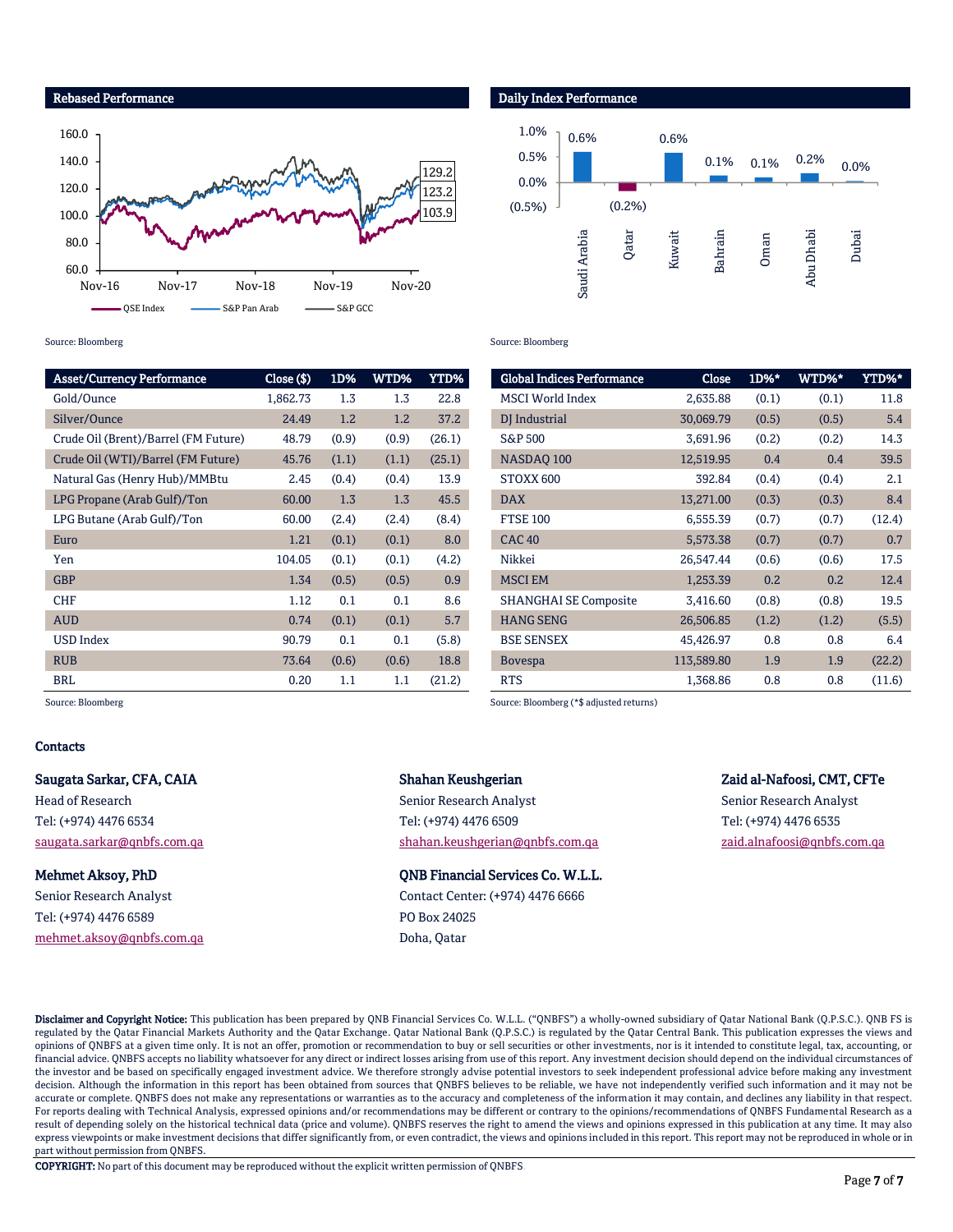## Rebased Performance

160.0
140.0
120.0
100.0
80.0
60.0
Nov-16
Nov-17
Nov-18
Nov-19
Nov-20
129.2
123.2
103.9
QSE Index
S&P Pan Arab
S&P GCC

Source: Bloomberg

## Daily Index Performance

1.0%
0.5%
0.0%
(0.5%)
0.6%
(0.2%)
0.6%
0.1%
0.1%
0.2%
0.0%
Saudi Arabia
Qatar
Kuwait
Bahrain
Oman
Abu Dhabi
Dubai

Source: Bloomberg

| Asset/Currency Performance | Close ($) | 1D% | WTD% | YTD% |
|---|---|---|---|---|
| Gold/Ounce | 1,862.73 | 1.3 | 1.3 | 22.8 |
| Silver/Ounce | 24.49 | 1.2 | 1.2 | 37.2 |
| Crude Oil (Brent)/Barrel (FM Future) | 48.79 | (0.9) | (0.9) | (26.1) |
| Crude Oil (WTI)/Barrel (FM Future) | 45.76 | (1.1) | (1.1) | (25.1) |
| Natural Gas (Henry Hub)/MMBtu | 2.45 | (0.4) | (0.4) | 13.9 |
| LPG Propane (Arab Gulf)/Ton | 60.00 | 1.3 | 1.3 | 45.5 |
| LPG Butane (Arab Gulf)/Ton | 60.00 | (2.4) | (2.4) | (8.4) |
| Euro | 1.21 | (0.1) | (0.1) | 8.0 |
| Yen | 104.05 | (0.1) | (0.1) | (4.2) |
| GBP | 1.34 | (0.5) | (0.5) | 0.9 |
| CHF | 1.12 | 0.1 | 0.1 | 8.6 |
| AUD | 0.74 | (0.1) | (0.1) | 5.7 |
| USD Index | 90.79 | 0.1 | 0.1 | (5.8) |
| RUB | 73.64 | (0.6) | (0.6) | 18.8 |
| BRL | 0.20 | 1.1 | 1.1 | (21.2) |

Source: Bloomberg

| Global Indices Performance | Close | 1D%* | WTD%* | YTD%* |
|---|---|---|---|---|
| MSCI World Index | 2,635.88 | (0.1) | (0.1) | 11.8 |
| DJ Industrial | 30,069.79 | (0.5) | (0.5) | 5.4 |
| S&P 500 | 3,691.96 | (0.2) | (0.2) | 14.3 |
| NASDAQ 100 | 12,519.95 | 0.4 | 0.4 | 39.5 |
| STOXX 600 | 392.84 | (0.4) | (0.4) | 2.1 |
| DAX | 13,271.00 | (0.3) | (0.3) | 8.4 |
| FTSE 100 | 6,555.39 | (0.7) | (0.7) | (12.4) |
| CAC 40 | 5,573.38 | (0.7) | (0.7) | 0.7 |
| Nikkei | 26,547.44 | (0.6) | (0.6) | 17.5 |
| MSCI EM | 1,253.39 | 0.2 | 0.2 | 12.4 |
| SHANGHAI SE Composite | 3,416.60 | (0.8) | (0.8) | 19.5 |
| HANG SENG | 26,506.85 | (1.2) | (1.2) | (5.5) |
| BSE SENSEX | 45,426.97 | 0.8 | 0.8 | 6.4 |
| Bovespa | 113,589.80 | 1.9 | 1.9 | (22.2) |
| RTS | 1,368.86 | 0.8 | 0.8 | (11.6) |

Source: Bloomberg (*$ adjusted returns)

## Contacts

**Saugata Sarkar, CFA, CAIA**
Head of Research
Tel: (+974) 4476 6534
saugata.sarkar@qnbfs.com.qa

**Shahan Keushgerian**
Senior Research Analyst
Tel: (+974) 4476 6509
shahan.keushgerian@qnbfs.com.qa

**Zaid al-Nafoosi, CMT, CFTe**
Senior Research Analyst
Tel: (+974) 4476 6535
zaid.alnafoosi@qnbfs.com.qa

**Mehmet Aksoy, PhD**
Senior Research Analyst
Tel: (+974) 4476 6589
mehmet.aksoy@qnbfs.com.qa

**QNB Financial Services Co. W.L.L.**
Contact Center: (+974) 4476 6666
PO Box 24025
Doha, Qatar

**Disclaimer and Copyright Notice:** This publication has been prepared by QNB Financial Services Co. W.L.L. ("QNBFS") a wholly-owned subsidiary of Qatar National Bank (Q.P.S.C.). QNB FS is regulated by the Qatar Financial Markets Authority and the Qatar Exchange. Qatar National Bank (Q.P.S.C.) is regulated by the Qatar Central Bank. This publication expresses the views and opinions of QNBFS at a given time only. It is not an offer, promotion or recommendation to buy or sell securities or other investments, nor is it intended to constitute legal, tax, accounting, or financial advice. QNBFS accepts no liability whatsoever for any direct or indirect losses arising from use of this report. Any investment decision should depend on the individual circumstances of the investor and be based on specifically engaged investment advice. We therefore strongly advise potential investors to seek independent professional advice before making any investment decision. Although the information in this report has been obtained from sources that QNBFS believes to be reliable, we have not independently verified such information and it may not be accurate or complete. QNBFS does not make any representations or warranties as to the accuracy and completeness of the information it may contain, and declines any liability in that respect. For reports dealing with Technical Analysis, expressed opinions and/or recommendations may be different or contrary to the opinions/recommendations of QNBFS Fundamental Research as a result of depending solely on the historical technical data (price and volume). QNBFS reserves the right to amend the views and opinions expressed in this publication at any time. It may also express viewpoints or make investment decisions that differ significantly from, or even contradict, the views and opinions included in this report. This report may not be reproduced in whole or in part without permission from QNBFS.

**COPYRIGHT:** No part of this document may be reproduced without the explicit written permission of QNBFS